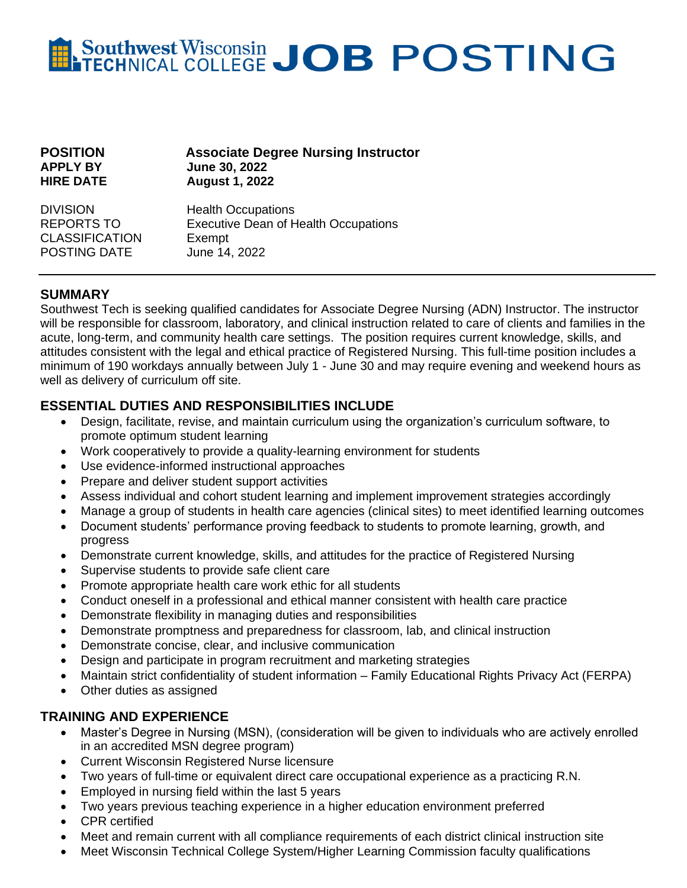# Southwest Wisconsin TECHNICAL COLLEGE JOB POSTING

**POSITION** **Associate Degree Nursing Instructor**
**APPLY BY** **June 30, 2022**
**HIRE DATE** **August 1, 2022**

DIVISION Health Occupations
REPORTS TO Executive Dean of Health Occupations
CLASSIFICATION Exempt
POSTING DATE June 14, 2022

---

## SUMMARY

Southwest Tech is seeking qualified candidates for Associate Degree Nursing (ADN) Instructor. The instructor will be responsible for classroom, laboratory, and clinical instruction related to care of clients and families in the acute, long-term, and community health care settings. The position requires current knowledge, skills, and attitudes consistent with the legal and ethical practice of Registered Nursing. This full-time position includes a minimum of 190 workdays annually between July 1 - June 30 and may require evening and weekend hours as well as delivery of curriculum off site.

## ESSENTIAL DUTIES AND RESPONSIBILITIES INCLUDE

- Design, facilitate, revise, and maintain curriculum using the organization's curriculum software, to promote optimum student learning
- Work cooperatively to provide a quality-learning environment for students
- Use evidence-informed instructional approaches
- Prepare and deliver student support activities
- Assess individual and cohort student learning and implement improvement strategies accordingly
- Manage a group of students in health care agencies (clinical sites) to meet identified learning outcomes
- Document students' performance proving feedback to students to promote learning, growth, and progress
- Demonstrate current knowledge, skills, and attitudes for the practice of Registered Nursing
- Supervise students to provide safe client care
- Promote appropriate health care work ethic for all students
- Conduct oneself in a professional and ethical manner consistent with health care practice
- Demonstrate flexibility in managing duties and responsibilities
- Demonstrate promptness and preparedness for classroom, lab, and clinical instruction
- Demonstrate concise, clear, and inclusive communication
- Design and participate in program recruitment and marketing strategies
- Maintain strict confidentiality of student information – Family Educational Rights Privacy Act (FERPA)
- Other duties as assigned

## TRAINING AND EXPERIENCE

- Master's Degree in Nursing (MSN), (consideration will be given to individuals who are actively enrolled in an accredited MSN degree program)
- Current Wisconsin Registered Nurse licensure
- Two years of full-time or equivalent direct care occupational experience as a practicing R.N.
- Employed in nursing field within the last 5 years
- Two years previous teaching experience in a higher education environment preferred
- CPR certified
- Meet and remain current with all compliance requirements of each district clinical instruction site
- Meet Wisconsin Technical College System/Higher Learning Commission faculty qualifications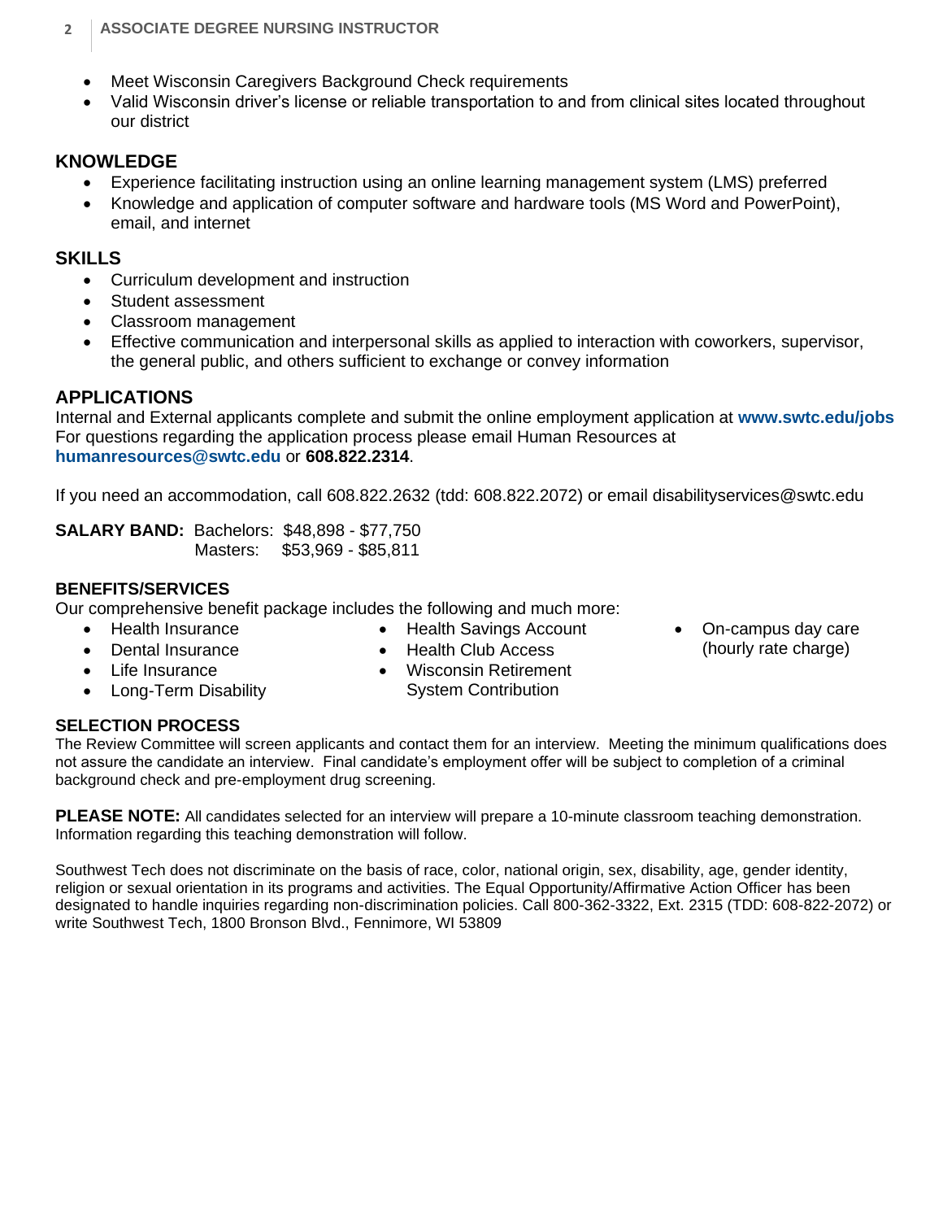- Meet Wisconsin Caregivers Background Check requirements
- Valid Wisconsin driver's license or reliable transportation to and from clinical sites located throughout our district

## KNOWLEDGE

- Experience facilitating instruction using an online learning management system (LMS) preferred
- Knowledge and application of computer software and hardware tools (MS Word and PowerPoint), email, and internet

## SKILLS

- Curriculum development and instruction
- Student assessment
- Classroom management
- Effective communication and interpersonal skills as applied to interaction with coworkers, supervisor, the general public, and others sufficient to exchange or convey information

## APPLICATIONS

Internal and External applicants complete and submit the online employment application at **www.swtc.edu/jobs** For questions regarding the application process please email Human Resources at **humanresources@swtc.edu** or **608.822.2314**.

If you need an accommodation, call 608.822.2632 (tdd: 608.822.2072) or email disabilityservices@swtc.edu

**SALARY BAND:** Bachelors: $48,898 - $77,750
Masters: $53,969 - $85,811

### BENEFITS/SERVICES

Our comprehensive benefit package includes the following and much more:

- Health Insurance
- Dental Insurance
- Life Insurance
- Long-Term Disability
- Health Savings Account
- Health Club Access
- Wisconsin Retirement System Contribution
- On-campus day care (hourly rate charge)

### SELECTION PROCESS

The Review Committee will screen applicants and contact them for an interview. Meeting the minimum qualifications does not assure the candidate an interview. Final candidate's employment offer will be subject to completion of a criminal background check and pre-employment drug screening.

**PLEASE NOTE:** All candidates selected for an interview will prepare a 10-minute classroom teaching demonstration. Information regarding this teaching demonstration will follow.

Southwest Tech does not discriminate on the basis of race, color, national origin, sex, disability, age, gender identity, religion or sexual orientation in its programs and activities. The Equal Opportunity/Affirmative Action Officer has been designated to handle inquiries regarding non-discrimination policies. Call 800-362-3322, Ext. 2315 (TDD: 608-822-2072) or write Southwest Tech, 1800 Bronson Blvd., Fennimore, WI 53809